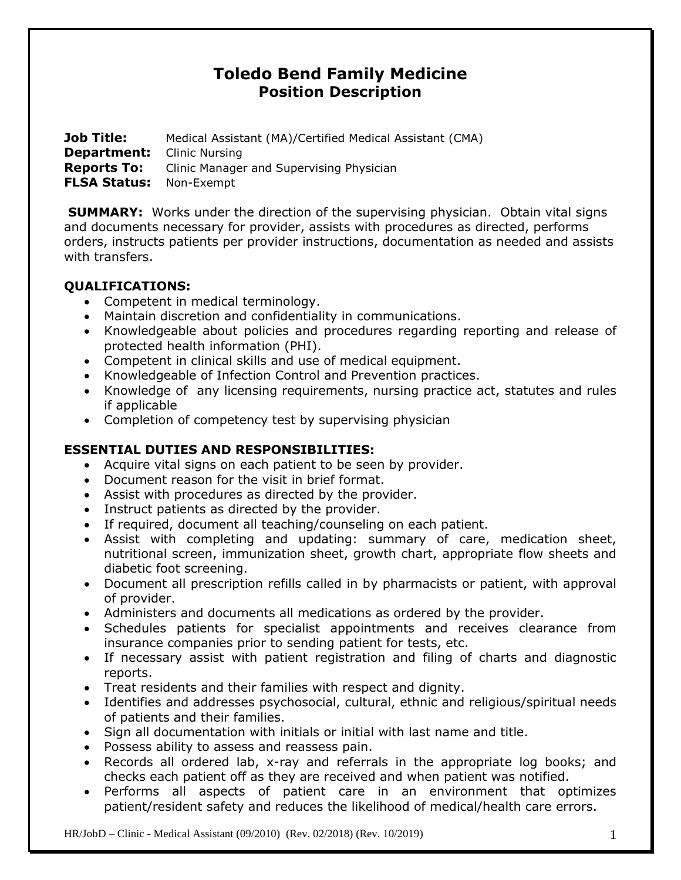# Toledo Bend Family Medicine
## Position Description

**Job Title:** Medical Assistant (MA)/Certified Medical Assistant (CMA)
**Department:** Clinic Nursing
**Reports To:** Clinic Manager and Supervising Physician
**FLSA Status:** Non-Exempt

**SUMMARY:** Works under the direction of the supervising physician. Obtain vital signs and documents necessary for provider, assists with procedures as directed, performs orders, instructs patients per provider instructions, documentation as needed and assists with transfers.

**QUALIFICATIONS:**

- Competent in medical terminology.
- Maintain discretion and confidentiality in communications.
- Knowledgeable about policies and procedures regarding reporting and release of protected health information (PHI).
- Competent in clinical skills and use of medical equipment.
- Knowledgeable of Infection Control and Prevention practices.
- Knowledge of any licensing requirements, nursing practice act, statutes and rules if applicable
- Completion of competency test by supervising physician

**ESSENTIAL DUTIES AND RESPONSIBILITIES:**

- Acquire vital signs on each patient to be seen by provider.
- Document reason for the visit in brief format.
- Assist with procedures as directed by the provider.
- Instruct patients as directed by the provider.
- If required, document all teaching/counseling on each patient.
- Assist with completing and updating: summary of care, medication sheet, nutritional screen, immunization sheet, growth chart, appropriate flow sheets and diabetic foot screening.
- Document all prescription refills called in by pharmacists or patient, with approval of provider.
- Administers and documents all medications as ordered by the provider.
- Schedules patients for specialist appointments and receives clearance from insurance companies prior to sending patient for tests, etc.
- If necessary assist with patient registration and filing of charts and diagnostic reports.
- Treat residents and their families with respect and dignity.
- Identifies and addresses psychosocial, cultural, ethnic and religious/spiritual needs of patients and their families.
- Sign all documentation with initials or initial with last name and title.
- Possess ability to assess and reassess pain.
- Records all ordered lab, x-ray and referrals in the appropriate log books; and checks each patient off as they are received and when patient was notified.
- Performs all aspects of patient care in an environment that optimizes patient/resident safety and reduces the likelihood of medical/health care errors.

HR/JobD – Clinic - Medical Assistant (09/2010) (Rev. 02/2018) (Rev. 10/2019)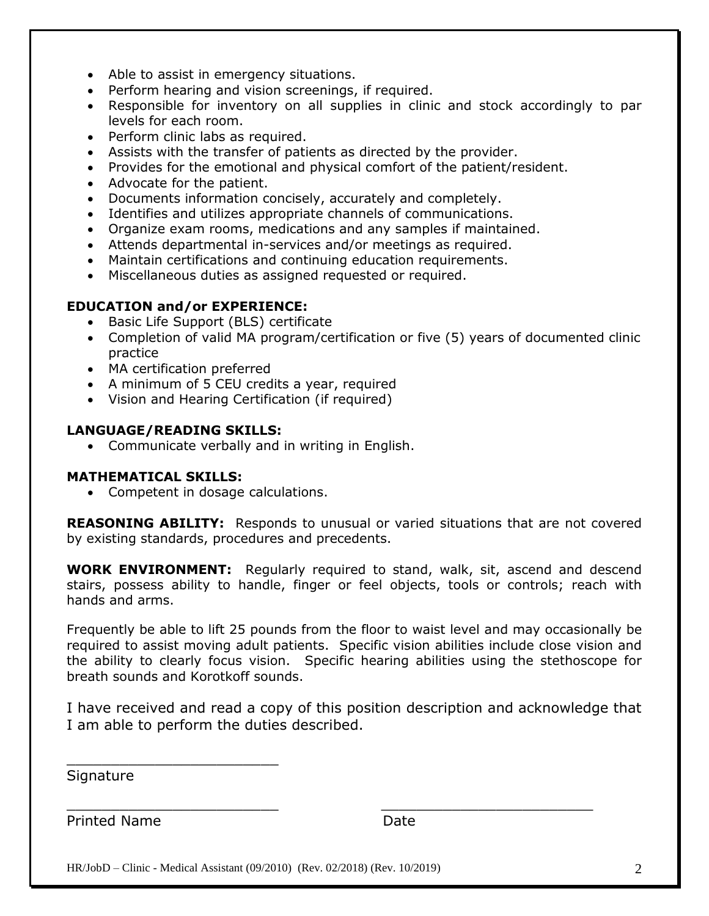- Able to assist in emergency situations.
- Perform hearing and vision screenings, if required.
- Responsible for inventory on all supplies in clinic and stock accordingly to par levels for each room.
- Perform clinic labs as required.
- Assists with the transfer of patients as directed by the provider.
- Provides for the emotional and physical comfort of the patient/resident.
- Advocate for the patient.
- Documents information concisely, accurately and completely.
- Identifies and utilizes appropriate channels of communications.
- Organize exam rooms, medications and any samples if maintained.
- Attends departmental in-services and/or meetings as required.
- Maintain certifications and continuing education requirements.
- Miscellaneous duties as assigned requested or required.

**EDUCATION and/or EXPERIENCE:**

- Basic Life Support (BLS) certificate
- Completion of valid MA program/certification or five (5) years of documented clinic practice
- MA certification preferred
- A minimum of 5 CEU credits a year, required
- Vision and Hearing Certification (if required)

**LANGUAGE/READING SKILLS:**

- Communicate verbally and in writing in English.

**MATHEMATICAL SKILLS:**

- Competent in dosage calculations.

**REASONING ABILITY:** Responds to unusual or varied situations that are not covered by existing standards, procedures and precedents.

**WORK ENVIRONMENT:** Regularly required to stand, walk, sit, ascend and descend stairs, possess ability to handle, finger or feel objects, tools or controls; reach with hands and arms.

Frequently be able to lift 25 pounds from the floor to waist level and may occasionally be required to assist moving adult patients. Specific vision abilities include close vision and the ability to clearly focus vision. Specific hearing abilities using the stethoscope for breath sounds and Korotkoff sounds.

I have received and read a copy of this position description and acknowledge that I am able to perform the duties described.

\_\_\_\_\_\_\_\_\_\_\_\_\_\_\_\_\_\_\_\_\_\_\_\_\_

Signature

\_\_\_\_\_\_\_\_\_\_\_\_\_\_\_\_\_\_\_\_\_\_\_\_\_ \_\_\_\_\_\_\_\_\_\_\_\_\_\_\_\_\_\_\_\_\_\_\_\_\_

Printed Name Date

HR/JobD – Clinic - Medical Assistant (09/2010) (Rev. 02/2018) (Rev. 10/2019)